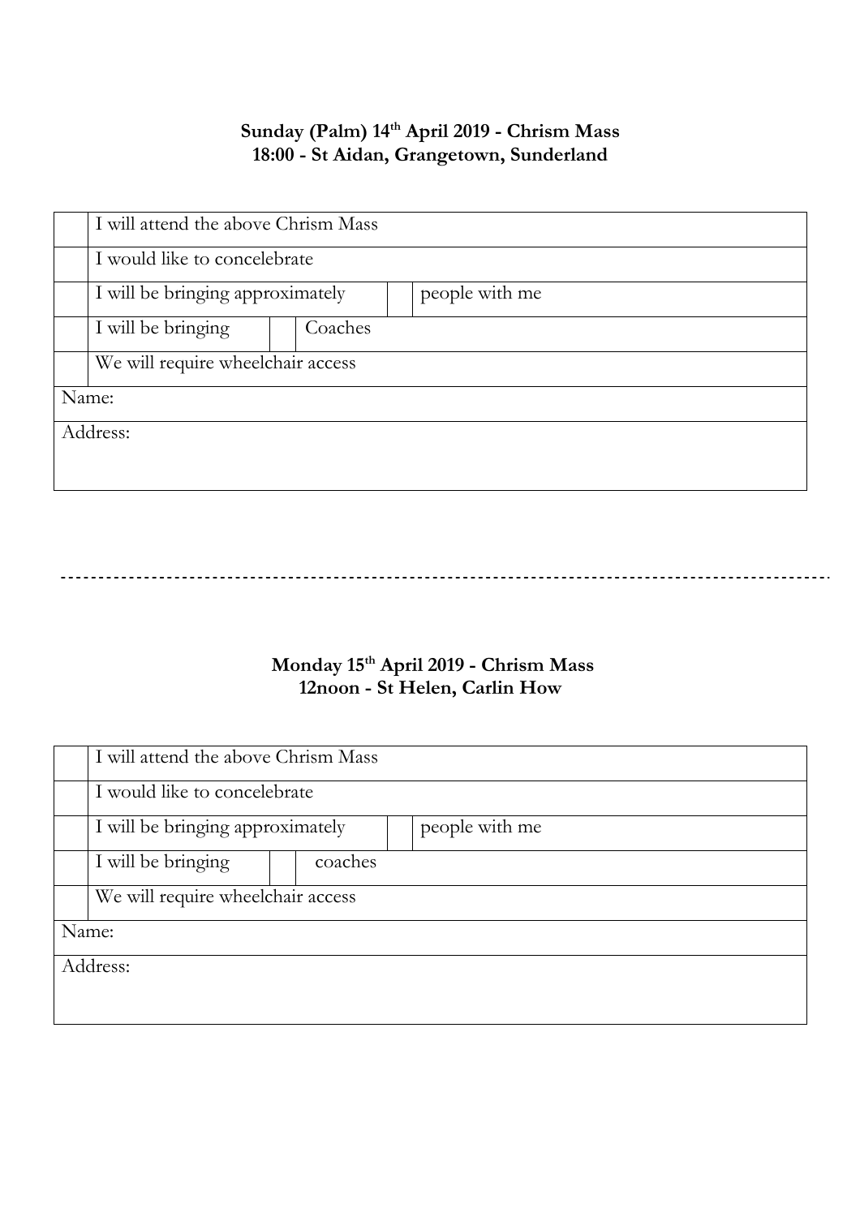**Sunday (Palm) 14th April 2019 - Chrism Mass**
**18:00 - St Aidan, Grangetown, Sunderland**

| | | | | |
|---|---|---|---|---|
| | I will attend the above Chrism Mass | | | |
| | I would like to concelebrate | | | |
| | I will be bringing approximately | | | people with me |
| | I will be bringing | | Coaches | |
| | We will require wheelchair access | | | |
| Name: | | | | |
| Address: | | | | |

---

**Monday 15th April 2019 - Chrism Mass**
**12noon - St Helen, Carlin How**

| | | | | |
|---|---|---|---|---|
| | I will attend the above Chrism Mass | | | |
| | I would like to concelebrate | | | |
| | I will be bringing approximately | | | people with me |
| | I will be bringing | | coaches | |
| | We will require wheelchair access | | | |
| Name: | | | | |
| Address: | | | | |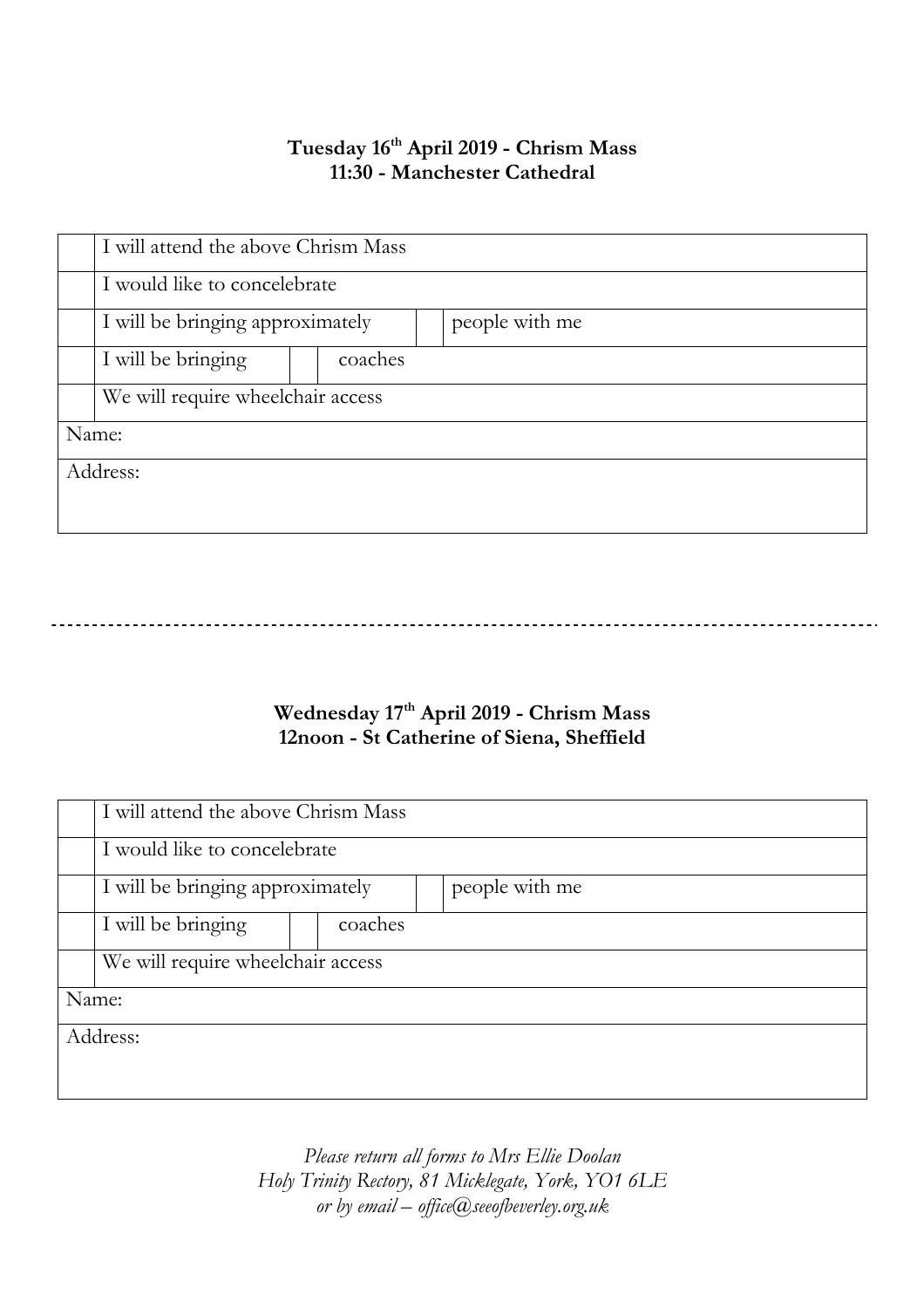**Tuesday 16th April 2019 - Chrism Mass**
**11:30 - Manchester Cathedral**

| | | | | |
|---|---|---|---|---|
| | I will attend the above Chrism Mass | | | |
| | I would like to concelebrate | | | |
| | I will be bringing approximately | | | people with me |
| | I will be bringing | | coaches | |
| | We will require wheelchair access | | | |
| Name: | | | | |
| Address: | | | | |

---

**Wednesday 17th April 2019 - Chrism Mass**
**12noon - St Catherine of Siena, Sheffield**

| | | | | |
|---|---|---|---|---|
| | I will attend the above Chrism Mass | | | |
| | I would like to concelebrate | | | |
| | I will be bringing approximately | | | people with me |
| | I will be bringing | | coaches | |
| | We will require wheelchair access | | | |
| Name: | | | | |
| Address: | | | | |

*Please return all forms to Mrs Ellie Doolan*
*Holy Trinity Rectory, 81 Micklegate, York, YO1 6LE*
*or by email – office@seeofbeverley.org.uk*